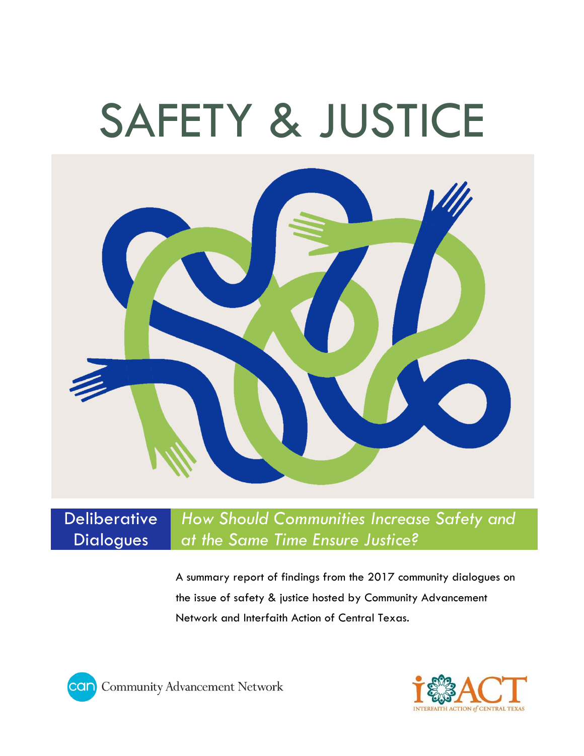# SAFETY & JUSTICE

**Deliberative Dialogues**

*How Should Communities Increase Safety and at the Same Time Ensure Justice?*

A summary report of findings from the 2017 community dialogues on the issue of safety & justice hosted by Community Advancement Network and Interfaith Action of Central Texas.

Community Advancement Network

iACT — Interfaith Action of Central Texas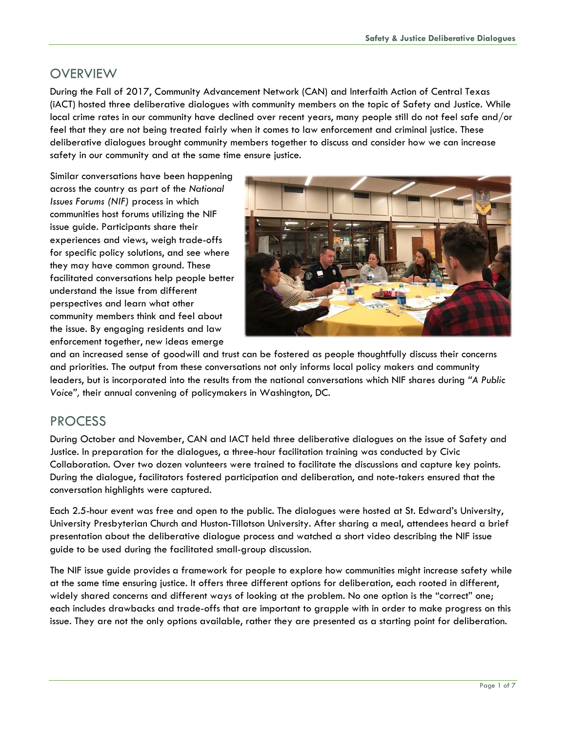## OVERVIEW

During the Fall of 2017, Community Advancement Network (CAN) and Interfaith Action of Central Texas (iACT) hosted three deliberative dialogues with community members on the topic of Safety and Justice. While local crime rates in our community have declined over recent years, many people still do not feel safe and/or feel that they are not being treated fairly when it comes to law enforcement and criminal justice. These deliberative dialogues brought community members together to discuss and consider how we can increase safety in our community and at the same time ensure justice.

Similar conversations have been happening across the country as part of the *National Issues Forums (NIF)* process in which communities host forums utilizing the NIF issue guide. Participants share their experiences and views, weigh trade-offs for specific policy solutions, and see where they may have common ground. These facilitated conversations help people better understand the issue from different perspectives and learn what other community members think and feel about the issue. By engaging residents and law enforcement together, new ideas emerge and an increased sense of goodwill and trust can be fostered as people thoughtfully discuss their concerns and priorities. The output from these conversations not only informs local policy makers and community leaders, but is incorporated into the results from the national conversations which NIF shares during *"A Public Voice"*, their annual convening of policymakers in Washington, DC.

## PROCESS

During October and November, CAN and IACT held three deliberative dialogues on the issue of Safety and Justice. In preparation for the dialogues, a three-hour facilitation training was conducted by Civic Collaboration. Over two dozen volunteers were trained to facilitate the discussions and capture key points. During the dialogue, facilitators fostered participation and deliberation, and note-takers ensured that the conversation highlights were captured.

Each 2.5-hour event was free and open to the public. The dialogues were hosted at St. Edward's University, University Presbyterian Church and Huston-Tillotson University. After sharing a meal, attendees heard a brief presentation about the deliberative dialogue process and watched a short video describing the NIF issue guide to be used during the facilitated small-group discussion.

The NIF issue guide provides a framework for people to explore how communities might increase safety while at the same time ensuring justice. It offers three different options for deliberation, each rooted in different, widely shared concerns and different ways of looking at the problem. No one option is the "correct" one; each includes drawbacks and trade-offs that are important to grapple with in order to make progress on this issue. They are not the only options available, rather they are presented as a starting point for deliberation.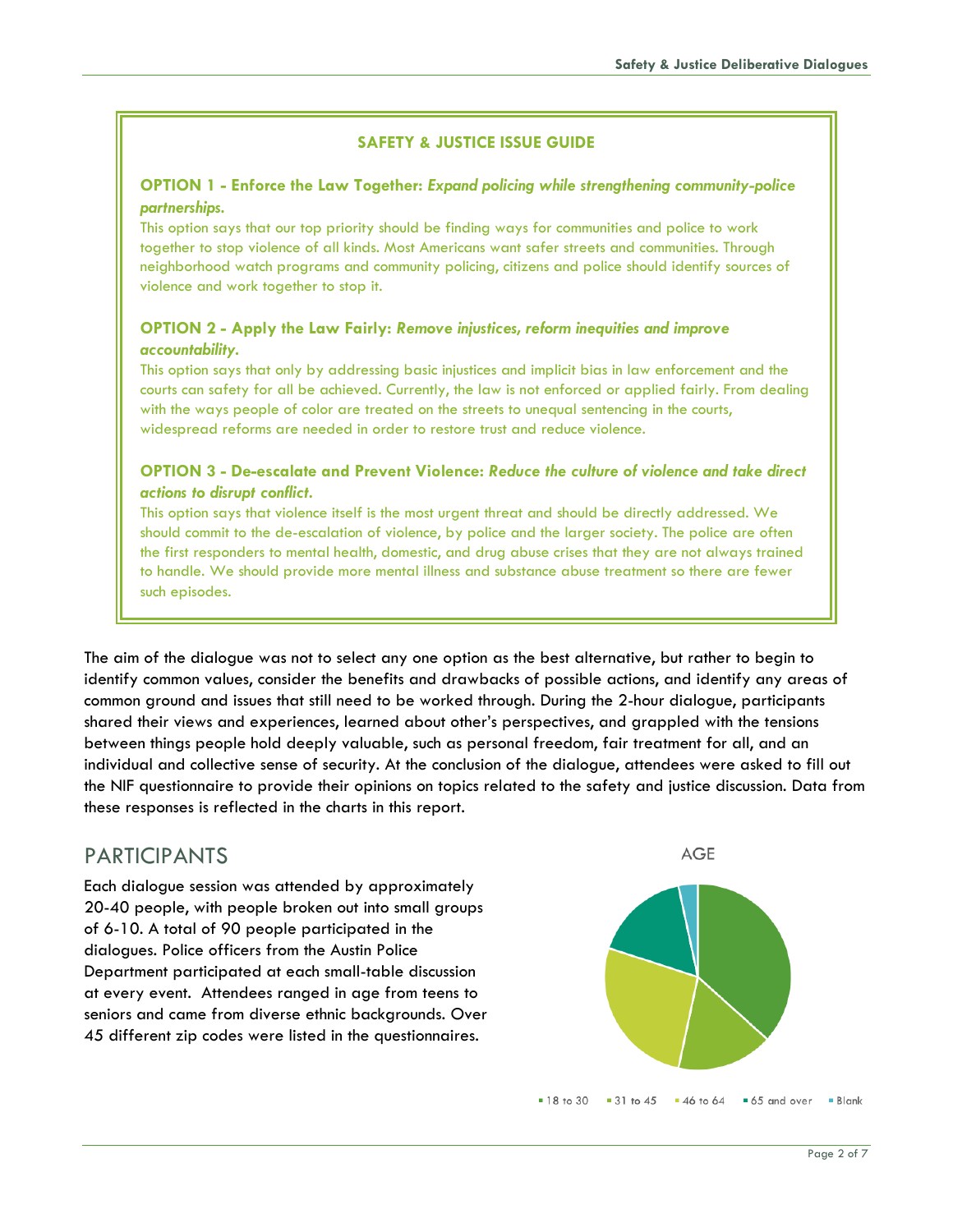### SAFETY & JUSTICE ISSUE GUIDE

**OPTION 1 - Enforce the Law Together:** ***Expand policing while strengthening community-police partnerships.***

This option says that our top priority should be finding ways for communities and police to work together to stop violence of all kinds. Most Americans want safer streets and communities. Through neighborhood watch programs and community policing, citizens and police should identify sources of violence and work together to stop it.

**OPTION 2 - Apply the Law Fairly:** ***Remove injustices, reform inequities and improve accountability.***

This option says that only by addressing basic injustices and implicit bias in law enforcement and the courts can safety for all be achieved. Currently, the law is not enforced or applied fairly. From dealing with the ways people of color are treated on the streets to unequal sentencing in the courts, widespread reforms are needed in order to restore trust and reduce violence.

**OPTION 3 - De-escalate and Prevent Violence:** ***Reduce the culture of violence and take direct actions to disrupt conflict.***

This option says that violence itself is the most urgent threat and should be directly addressed. We should commit to the de-escalation of violence, by police and the larger society. The police are often the first responders to mental health, domestic, and drug abuse crises that they are not always trained to handle. We should provide more mental illness and substance abuse treatment so there are fewer such episodes.

The aim of the dialogue was not to select any one option as the best alternative, but rather to begin to identify common values, consider the benefits and drawbacks of possible actions, and identify any areas of common ground and issues that still need to be worked through. During the 2-hour dialogue, participants shared their views and experiences, learned about other's perspectives, and grappled with the tensions between things people hold deeply valuable, such as personal freedom, fair treatment for all, and an individual and collective sense of security. At the conclusion of the dialogue, attendees were asked to fill out the NIF questionnaire to provide their opinions on topics related to the safety and justice discussion. Data from these responses is reflected in the charts in this report.

## PARTICIPANTS

Each dialogue session was attended by approximately 20-40 people, with people broken out into small groups of 6-10. A total of 90 people participated in the dialogues. Police officers from the Austin Police Department participated at each small-table discussion at every event. Attendees ranged in age from teens to seniors and came from diverse ethnic backgrounds. Over 45 different zip codes were listed in the questionnaires.

AGE

■ 18 to 30 ■ 31 to 45 ■ 46 to 64 ■ 65 and over ■ Blank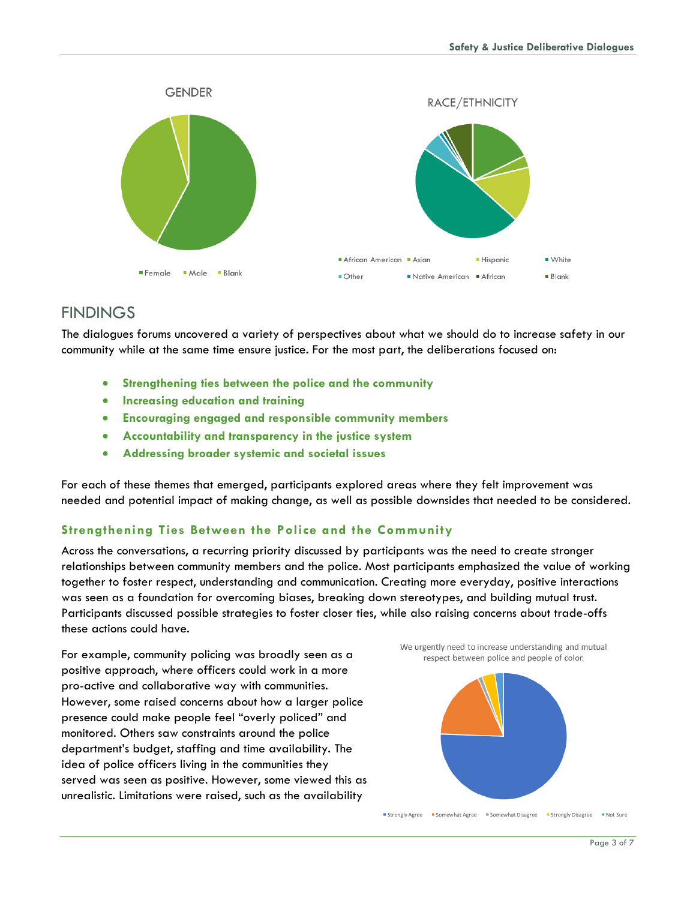GENDER

■ Female ■ Male ■ Blank

RACE/ETHNICITY

■ African American ■ Asian ■ Hispanic ■ White ■ Other ■ Native American ■ African ■ Blank

## FINDINGS

The dialogues forums uncovered a variety of perspectives about what we should do to increase safety in our community while at the same time ensure justice. For the most part, the deliberations focused on:

- **Strengthening ties between the police and the community**
- **Increasing education and training**
- **Encouraging engaged and responsible community members**
- **Accountability and transparency in the justice system**
- **Addressing broader systemic and societal issues**

For each of these themes that emerged, participants explored areas where they felt improvement was needed and potential impact of making change, as well as possible downsides that needed to be considered.

### Strengthening Ties Between the Police and the Community

Across the conversations, a recurring priority discussed by participants was the need to create stronger relationships between community members and the police. Most participants emphasized the value of working together to foster respect, understanding and communication. Creating more everyday, positive interactions was seen as a foundation for overcoming biases, breaking down stereotypes, and building mutual trust. Participants discussed possible strategies to foster closer ties, while also raising concerns about trade-offs these actions could have.

We urgently need to increase understanding and mutual respect between police and people of color.

■ Strongly Agree ■ Somewhat Agree ■ Somewhat Disagree ■ Strongly Disagree ■ Not Sure

For example, community policing was broadly seen as a positive approach, where officers could work in a more pro-active and collaborative way with communities. However, some raised concerns about how a larger police presence could make people feel "overly policed" and monitored. Others saw constraints around the police department's budget, staffing and time availability. The idea of police officers living in the communities they served was seen as positive. However, some viewed this as unrealistic. Limitations were raised, such as the availability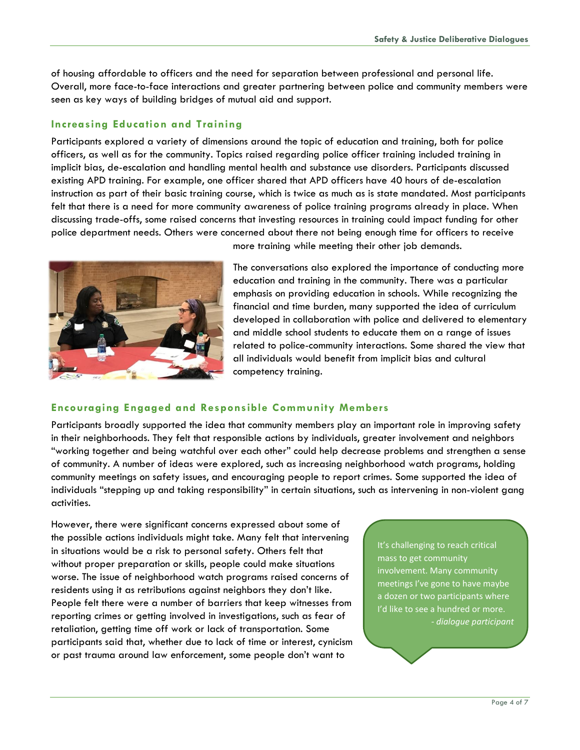of housing affordable to officers and the need for separation between professional and personal life. Overall, more face-to-face interactions and greater partnering between police and community members were seen as key ways of building bridges of mutual aid and support.

### Increasing Education and Training

Participants explored a variety of dimensions around the topic of education and training, both for police officers, as well as for the community. Topics raised regarding police officer training included training in implicit bias, de-escalation and handling mental health and substance use disorders. Participants discussed existing APD training. For example, one officer shared that APD officers have 40 hours of de-escalation instruction as part of their basic training course, which is twice as much as is state mandated. Most participants felt that there is a need for more community awareness of police training programs already in place. When discussing trade-offs, some raised concerns that investing resources in training could impact funding for other police department needs. Others were concerned about there not being enough time for officers to receive more training while meeting their other job demands.

The conversations also explored the importance of conducting more education and training in the community. There was a particular emphasis on providing education in schools. While recognizing the financial and time burden, many supported the idea of curriculum developed in collaboration with police and delivered to elementary and middle school students to educate them on a range of issues related to police-community interactions. Some shared the view that all individuals would benefit from implicit bias and cultural competency training.

### Encouraging Engaged and Responsible Community Members

Participants broadly supported the idea that community members play an important role in improving safety in their neighborhoods. They felt that responsible actions by individuals, greater involvement and neighbors "working together and being watchful over each other" could help decrease problems and strengthen a sense of community. A number of ideas were explored, such as increasing neighborhood watch programs, holding community meetings on safety issues, and encouraging people to report crimes. Some supported the idea of individuals "stepping up and taking responsibility" in certain situations, such as intervening in non-violent gang activities.

However, there were significant concerns expressed about some of the possible actions individuals might take. Many felt that intervening in situations would be a risk to personal safety. Others felt that without proper preparation or skills, people could make situations worse. The issue of neighborhood watch programs raised concerns of residents using it as retributions against neighbors they don't like. People felt there were a number of barriers that keep witnesses from reporting crimes or getting involved in investigations, such as fear of retaliation, getting time off work or lack of transportation. Some participants said that, whether due to lack of time or interest, cynicism or past trauma around law enforcement, some people don't want to

> It's challenging to reach critical mass to get community involvement. Many community meetings I've gone to have maybe a dozen or two participants where I'd like to see a hundred or more.
> *- dialogue participant*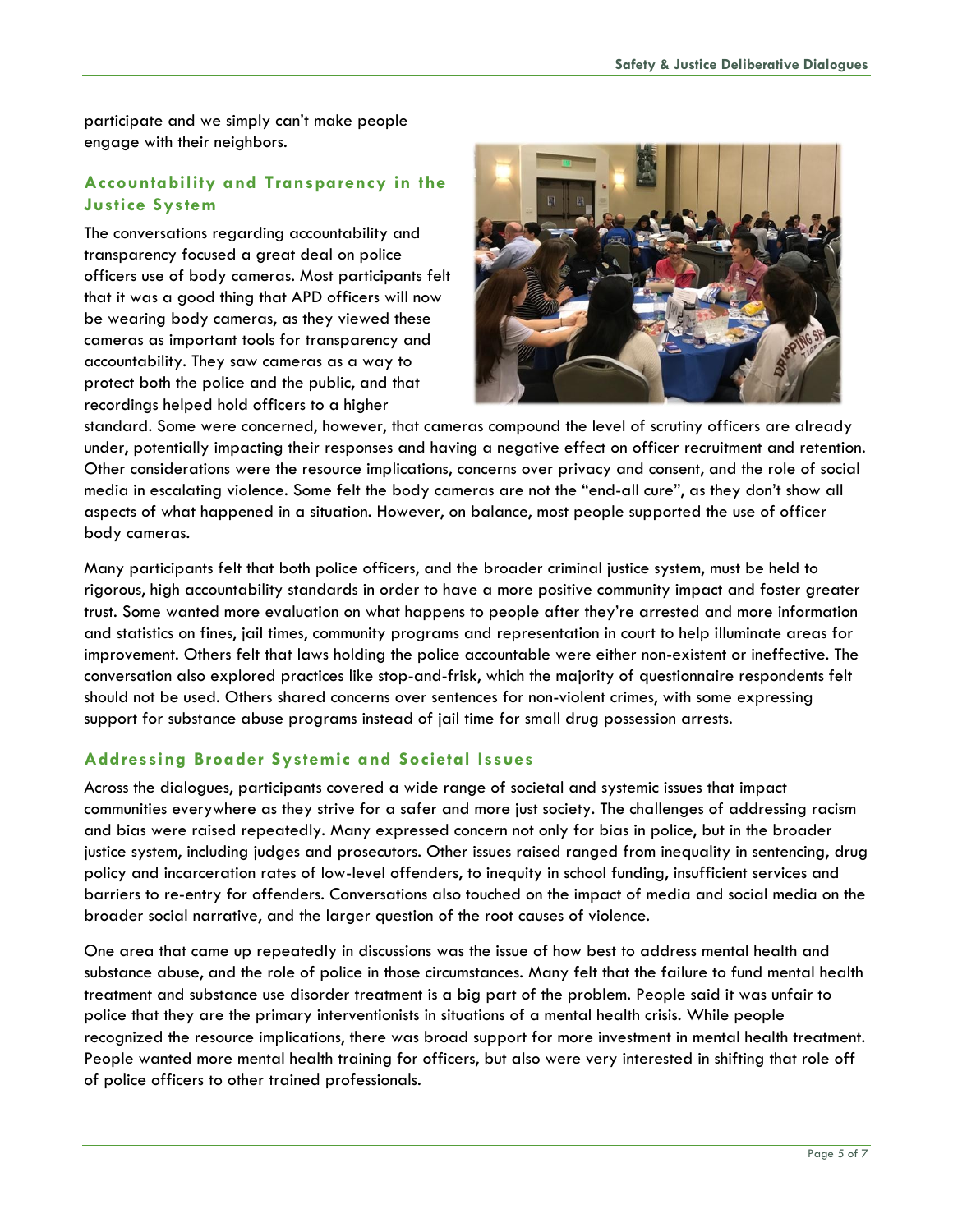participate and we simply can't make people engage with their neighbors.

### Accountability and Transparency in the Justice System

The conversations regarding accountability and transparency focused a great deal on police officers use of body cameras. Most participants felt that it was a good thing that APD officers will now be wearing body cameras, as they viewed these cameras as important tools for transparency and accountability. They saw cameras as a way to protect both the police and the public, and that recordings helped hold officers to a higher standard. Some were concerned, however, that cameras compound the level of scrutiny officers are already under, potentially impacting their responses and having a negative effect on officer recruitment and retention. Other considerations were the resource implications, concerns over privacy and consent, and the role of social media in escalating violence. Some felt the body cameras are not the "end-all cure", as they don't show all aspects of what happened in a situation. However, on balance, most people supported the use of officer body cameras.

Many participants felt that both police officers, and the broader criminal justice system, must be held to rigorous, high accountability standards in order to have a more positive community impact and foster greater trust. Some wanted more evaluation on what happens to people after they're arrested and more information and statistics on fines, jail times, community programs and representation in court to help illuminate areas for improvement. Others felt that laws holding the police accountable were either non-existent or ineffective. The conversation also explored practices like stop-and-frisk, which the majority of questionnaire respondents felt should not be used. Others shared concerns over sentences for non-violent crimes, with some expressing support for substance abuse programs instead of jail time for small drug possession arrests.

### Addressing Broader Systemic and Societal Issues

Across the dialogues, participants covered a wide range of societal and systemic issues that impact communities everywhere as they strive for a safer and more just society. The challenges of addressing racism and bias were raised repeatedly. Many expressed concern not only for bias in police, but in the broader justice system, including judges and prosecutors. Other issues raised ranged from inequality in sentencing, drug policy and incarceration rates of low-level offenders, to inequity in school funding, insufficient services and barriers to re-entry for offenders. Conversations also touched on the impact of media and social media on the broader social narrative, and the larger question of the root causes of violence.

One area that came up repeatedly in discussions was the issue of how best to address mental health and substance abuse, and the role of police in those circumstances. Many felt that the failure to fund mental health treatment and substance use disorder treatment is a big part of the problem. People said it was unfair to police that they are the primary interventionists in situations of a mental health crisis. While people recognized the resource implications, there was broad support for more investment in mental health treatment. People wanted more mental health training for officers, but also were very interested in shifting that role off of police officers to other trained professionals.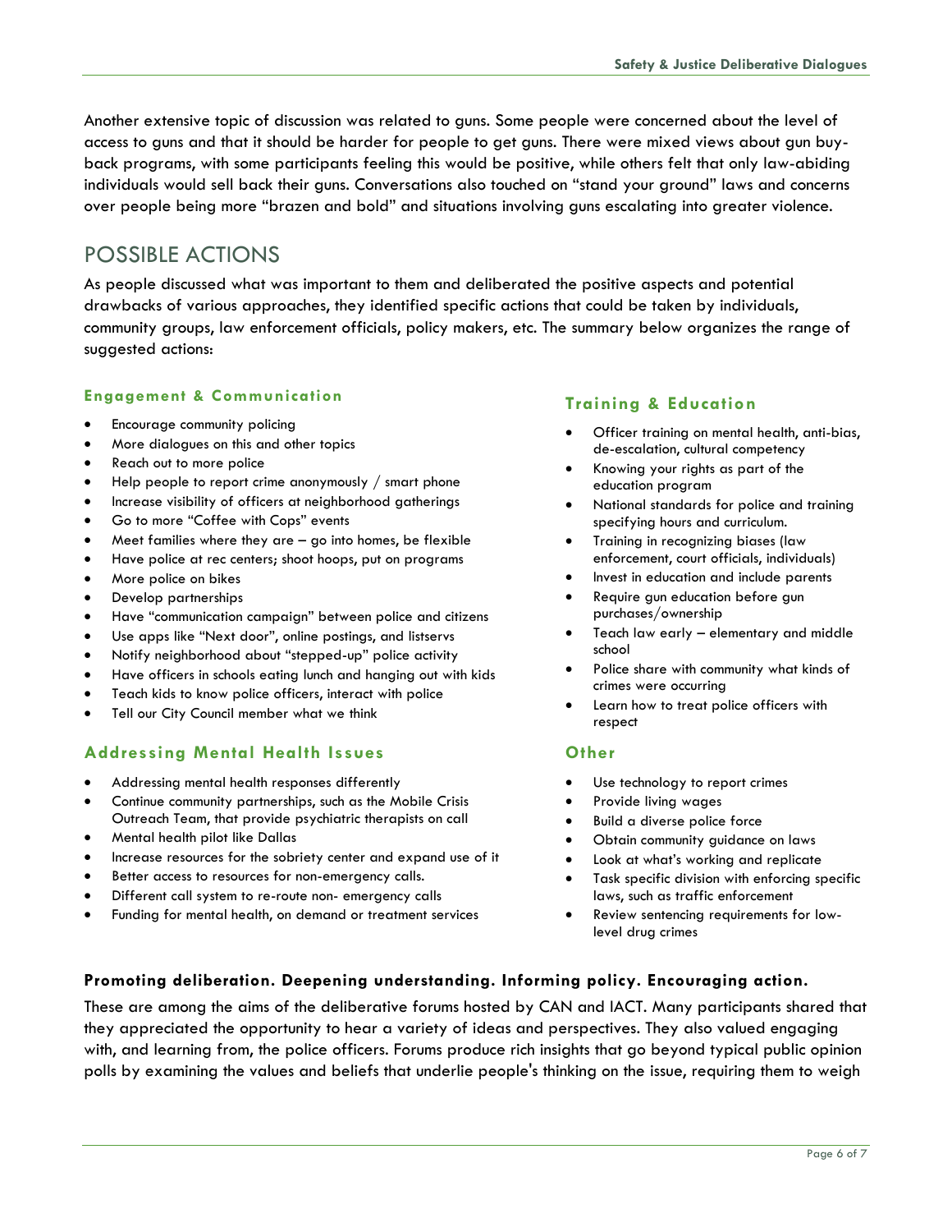Another extensive topic of discussion was related to guns. Some people were concerned about the level of access to guns and that it should be harder for people to get guns. There were mixed views about gun buy-back programs, with some participants feeling this would be positive, while others felt that only law-abiding individuals would sell back their guns. Conversations also touched on "stand your ground" laws and concerns over people being more "brazen and bold" and situations involving guns escalating into greater violence.

## POSSIBLE ACTIONS

As people discussed what was important to them and deliberated the positive aspects and potential drawbacks of various approaches, they identified specific actions that could be taken by individuals, community groups, law enforcement officials, policy makers, etc. The summary below organizes the range of suggested actions:

### Engagement & Communication

- Encourage community policing
- More dialogues on this and other topics
- Reach out to more police
- Help people to report crime anonymously / smart phone
- Increase visibility of officers at neighborhood gatherings
- Go to more "Coffee with Cops" events
- Meet families where they are – go into homes, be flexible
- Have police at rec centers; shoot hoops, put on programs
- More police on bikes
- Develop partnerships
- Have "communication campaign" between police and citizens
- Use apps like "Next door", online postings, and listservs
- Notify neighborhood about "stepped-up" police activity
- Have officers in schools eating lunch and hanging out with kids
- Teach kids to know police officers, interact with police
- Tell our City Council member what we think

### Addressing Mental Health Issues

- Addressing mental health responses differently
- Continue community partnerships, such as the Mobile Crisis Outreach Team, that provide psychiatric therapists on call
- Mental health pilot like Dallas
- Increase resources for the sobriety center and expand use of it
- Better access to resources for non-emergency calls.
- Different call system to re-route non- emergency calls
- Funding for mental health, on demand or treatment services

### Training & Education

- Officer training on mental health, anti-bias, de-escalation, cultural competency
- Knowing your rights as part of the education program
- National standards for police and training specifying hours and curriculum.
- Training in recognizing biases (law enforcement, court officials, individuals)
- Invest in education and include parents
- Require gun education before gun purchases/ownership
- Teach law early – elementary and middle school
- Police share with community what kinds of crimes were occurring
- Learn how to treat police officers with respect

### Other

- Use technology to report crimes
- Provide living wages
- Build a diverse police force
- Obtain community guidance on laws
- Look at what's working and replicate
- Task specific division with enforcing specific laws, such as traffic enforcement
- Review sentencing requirements for low-level drug crimes

**Promoting deliberation. Deepening understanding. Informing policy. Encouraging action.**

These are among the aims of the deliberative forums hosted by CAN and IACT. Many participants shared that they appreciated the opportunity to hear a variety of ideas and perspectives. They also valued engaging with, and learning from, the police officers. Forums produce rich insights that go beyond typical public opinion polls by examining the values and beliefs that underlie people's thinking on the issue, requiring them to weigh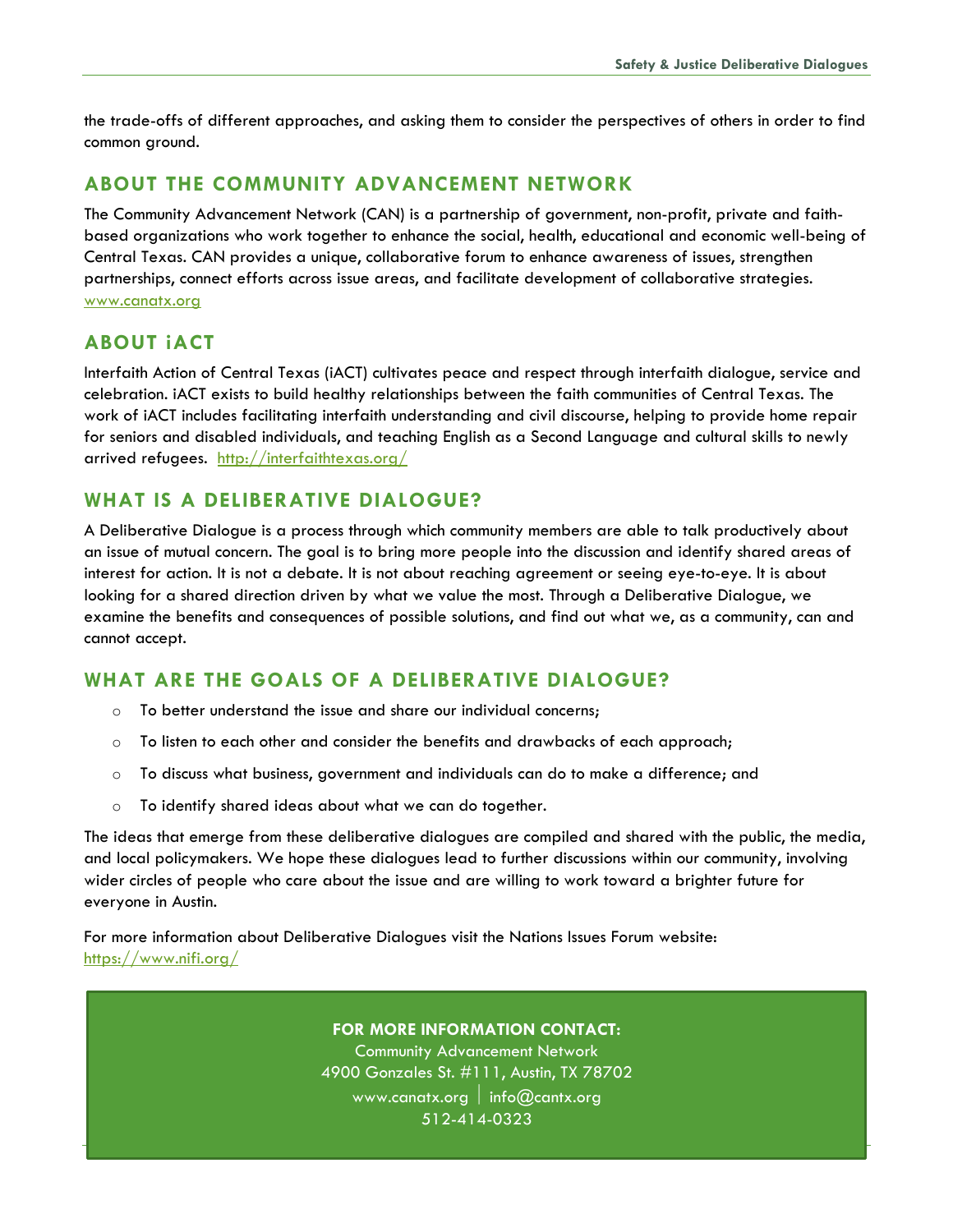the trade-offs of different approaches, and asking them to consider the perspectives of others in order to find common ground.

## ABOUT THE COMMUNITY ADVANCEMENT NETWORK

The Community Advancement Network (CAN) is a partnership of government, non-profit, private and faith-based organizations who work together to enhance the social, health, educational and economic well-being of Central Texas. CAN provides a unique, collaborative forum to enhance awareness of issues, strengthen partnerships, connect efforts across issue areas, and facilitate development of collaborative strategies. www.canatx.org

## ABOUT iACT

Interfaith Action of Central Texas (iACT) cultivates peace and respect through interfaith dialogue, service and celebration. iACT exists to build healthy relationships between the faith communities of Central Texas. The work of iACT includes facilitating interfaith understanding and civil discourse, helping to provide home repair for seniors and disabled individuals, and teaching English as a Second Language and cultural skills to newly arrived refugees. http://interfaithtexas.org/

## WHAT IS A DELIBERATIVE DIALOGUE?

A Deliberative Dialogue is a process through which community members are able to talk productively about an issue of mutual concern. The goal is to bring more people into the discussion and identify shared areas of interest for action. It is not a debate. It is not about reaching agreement or seeing eye-to-eye. It is about looking for a shared direction driven by what we value the most. Through a Deliberative Dialogue, we examine the benefits and consequences of possible solutions, and find out what we, as a community, can and cannot accept.

## WHAT ARE THE GOALS OF A DELIBERATIVE DIALOGUE?

- To better understand the issue and share our individual concerns;
- To listen to each other and consider the benefits and drawbacks of each approach;
- To discuss what business, government and individuals can do to make a difference; and
- To identify shared ideas about what we can do together.

The ideas that emerge from these deliberative dialogues are compiled and shared with the public, the media, and local policymakers. We hope these dialogues lead to further discussions within our community, involving wider circles of people who care about the issue and are willing to work toward a brighter future for everyone in Austin.

For more information about Deliberative Dialogues visit the Nations Issues Forum website: https://www.nifi.org/

**FOR MORE INFORMATION CONTACT:**
Community Advancement Network
4900 Gonzales St. #111, Austin, TX 78702
www.canatx.org | info@cantx.org
512-414-0323